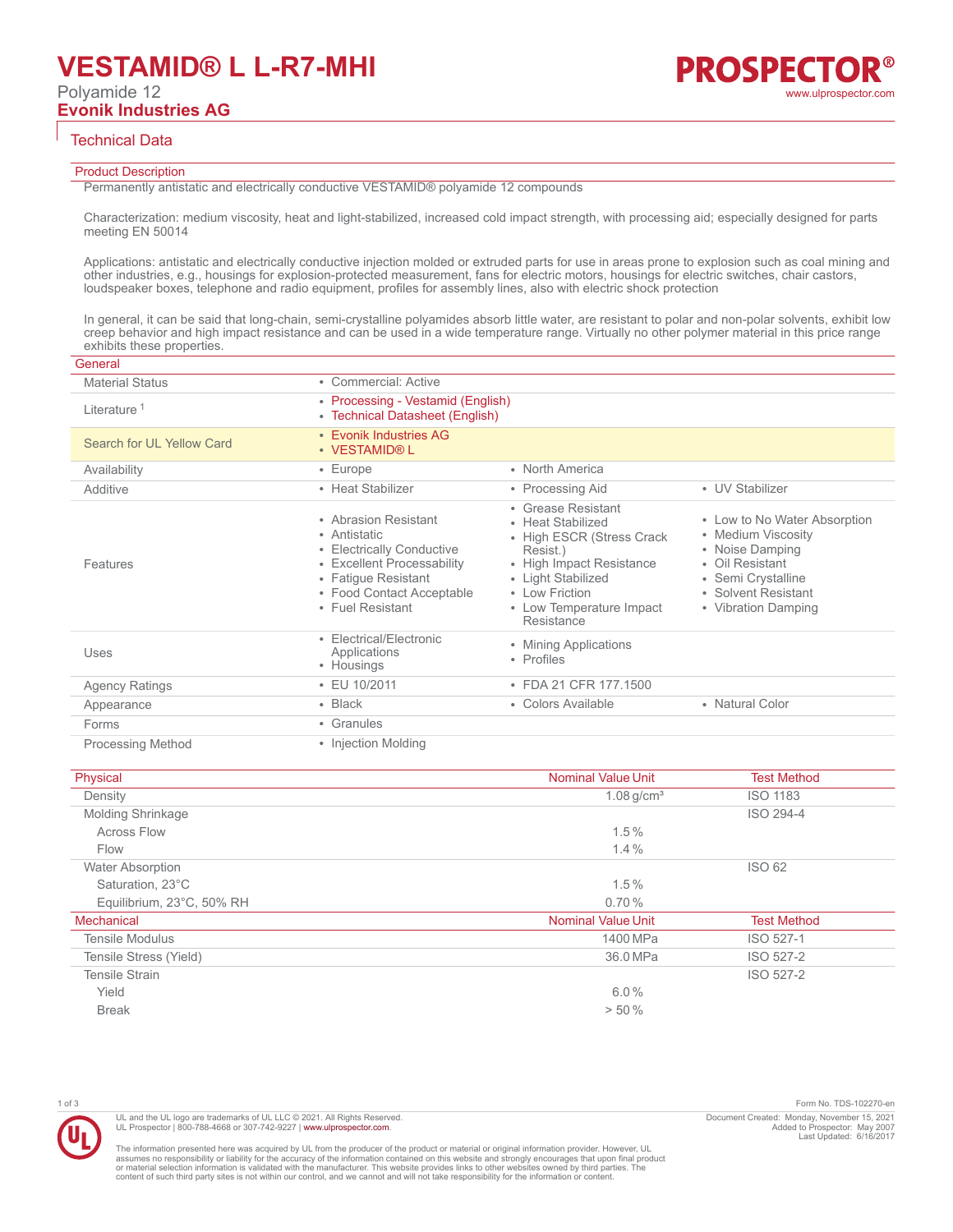# VESTAMID® L L-R7-MHI

Polyamide 12

**Evonik Industries AG**

## Technical Data

### Product Description

Permanently antistatic and electrically conductive VESTAMID® polyamide 12 compounds

Characterization: medium viscosity, heat and light-stabilized, increased cold impact strength, with processing aid; especially designed for parts meeting EN 50014

Applications: antistatic and electrically conductive injection molded or extruded parts for use in areas prone to explosion such as coal mining and other industries, e.g., housings for explosion-protected measurement, fans for electric motors, housings for electric switches, chair castors, loudspeaker boxes, telephone and radio equipment, profiles for assembly lines, also with electric shock protection

In general, it can be said that long-chain, semi-crystalline polyamides absorb little water, are resistant to polar and non-polar solvents, exhibit low creep behavior and high impact resistance and can be used in a wide temperature range. Virtually no other polymer material in this price range exhibits these properties.

### General

| | | | |
|---|---|---|---|
| Material Status | • Commercial: Active | | |
| Literature [1] | • Processing - Vestamid (English)<br>• Technical Datasheet (English) | | |
| Search for UL Yellow Card | • Evonik Industries AG<br>• VESTAMID® L | | |
| Availability | • Europe | • North America | |
| Additive | • Heat Stabilizer | • Processing Aid | • UV Stabilizer |
| Features | • Abrasion Resistant<br>• Antistatic<br>• Electrically Conductive<br>• Excellent Processability<br>• Fatigue Resistant<br>• Food Contact Acceptable<br>• Fuel Resistant | • Grease Resistant<br>• Heat Stabilized<br>• High ESCR (Stress Crack Resist.)<br>• High Impact Resistance<br>• Light Stabilized<br>• Low Friction<br>• Low Temperature Impact Resistance | • Low to No Water Absorption<br>• Medium Viscosity<br>• Noise Damping<br>• Oil Resistant<br>• Semi Crystalline<br>• Solvent Resistant<br>• Vibration Damping |
| Uses | • Electrical/Electronic Applications<br>• Housings | • Mining Applications<br>• Profiles | |
| Agency Ratings | • EU 10/2011 | • FDA 21 CFR 177.1500 | |
| Appearance | • Black | • Colors Available | • Natural Color |
| Forms | • Granules | | |
| Processing Method | • Injection Molding | | |

| Physical | Nominal Value Unit | Test Method |
|---|---|---|
| Density | 1.08 g/cm³ | ISO 1183 |
| Molding Shrinkage | | ISO 294-4 |
| Across Flow | 1.5 % | |
| Flow | 1.4 % | |
| Water Absorption | | ISO 62 |
| Saturation, 23°C | 1.5 % | |
| Equilibrium, 23°C, 50% RH | 0.70 % | |

| Mechanical | Nominal Value Unit | Test Method |
|---|---|---|
| Tensile Modulus | 1400 MPa | ISO 527-1 |
| Tensile Stress (Yield) | 36.0 MPa | ISO 527-2 |
| Tensile Strain | | ISO 527-2 |
| Yield | 6.0 % | |
| Break | > 50 % | |

UL and the UL logo are trademarks of UL LLC © 2021. All Rights Reserved.
UL Prospector | 800-788-4668 or 307-742-9227 | www.ulprospector.com.

The information presented here was acquired by UL from the producer of the product or material or original information provider. However, UL assumes no responsibility or liability for the accuracy of the information contained on this website and strongly encourages that upon final product or material selection information is validated with the manufacturer. This website provides links to other websites owned by third parties. The content of such third party sites is not within our control, and we cannot and will not take responsibility for the information or content.

Form No. TDS-102270-en
Document Created: Monday, November 15, 2021
Added to Prospector: May 2007
Last Updated: 6/16/2017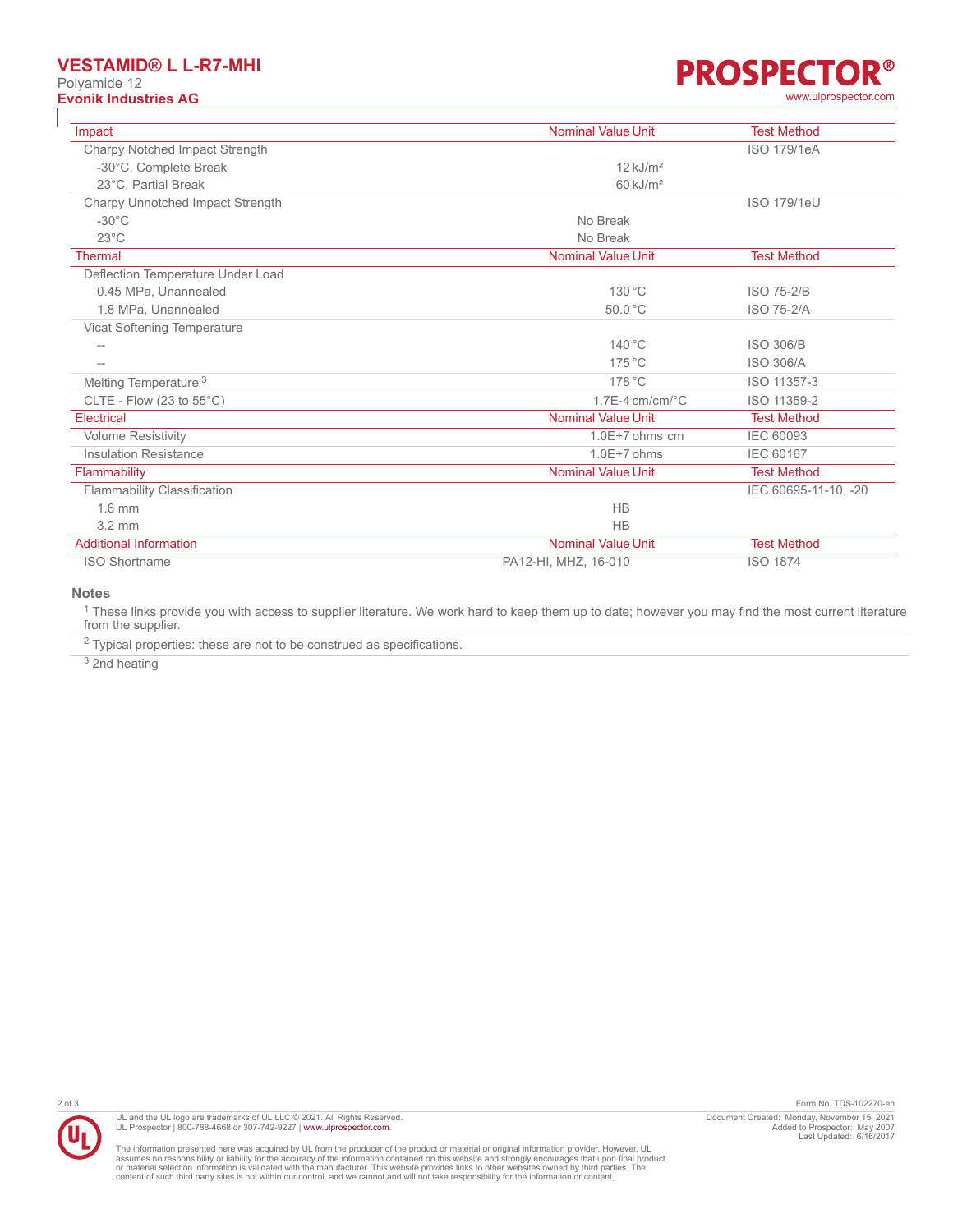# VESTAMID® L L-R7-MHI

Polyamide 12

**Evonik Industries AG**

| Impact | Nominal Value Unit | Test Method |
| --- | --- | --- |
| Charpy Notched Impact Strength | | ISO 179/1eA |
| -30°C, Complete Break | 12 kJ/m² | |
| 23°C, Partial Break | 60 kJ/m² | |
| Charpy Unnotched Impact Strength | | ISO 179/1eU |
| -30°C | No Break | |
| 23°C | No Break | |

| Thermal | Nominal Value Unit | Test Method |
| --- | --- | --- |
| Deflection Temperature Under Load | | |
| 0.45 MPa, Unannealed | 130 °C | ISO 75-2/B |
| 1.8 MPa, Unannealed | 50.0 °C | ISO 75-2/A |
| Vicat Softening Temperature | | |
| -- | 140 °C | ISO 306/B |
| -- | 175 °C | ISO 306/A |
| Melting Temperature [3] | 178 °C | ISO 11357-3 |
| CLTE - Flow (23 to 55°C) | 1.7E-4 cm/cm/°C | ISO 11359-2 |

| Electrical | Nominal Value Unit | Test Method |
| --- | --- | --- |
| Volume Resistivity | 1.0E+7 ohms·cm | IEC 60093 |
| Insulation Resistance | 1.0E+7 ohms | IEC 60167 |

| Flammability | Nominal Value Unit | Test Method |
| --- | --- | --- |
| Flammability Classification | | IEC 60695-11-10, -20 |
| 1.6 mm | HB | |
| 3.2 mm | HB | |

| Additional Information | Nominal Value Unit | Test Method |
| --- | --- | --- |
| ISO Shortname | PA12-HI, MHZ, 16-010 | ISO 1874 |

## Notes

[1] These links provide you with access to supplier literature. We work hard to keep them up to date; however you may find the most current literature from the supplier.

[2] Typical properties: these are not to be construed as specifications.

[3] 2nd heating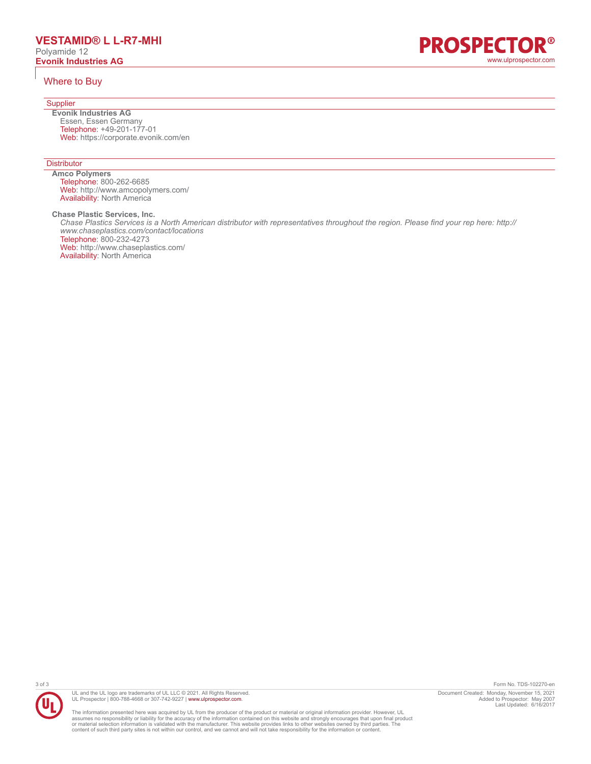## Where to Buy

### Supplier

**Evonik Industries AG**
Essen, Essen Germany
Telephone: +49-201-177-01
Web: https://corporate.evonik.com/en

### Distributor

**Amco Polymers**
Telephone: 800-262-6685
Web: http://www.amcopolymers.com/
Availability: North America

**Chase Plastic Services, Inc.**
*Chase Plastics Services is a North American distributor with representatives throughout the region. Please find your rep here: http://www.chaseplastics.com/contact/locations*
Telephone: 800-232-4273
Web: http://www.chaseplastics.com/
Availability: North America